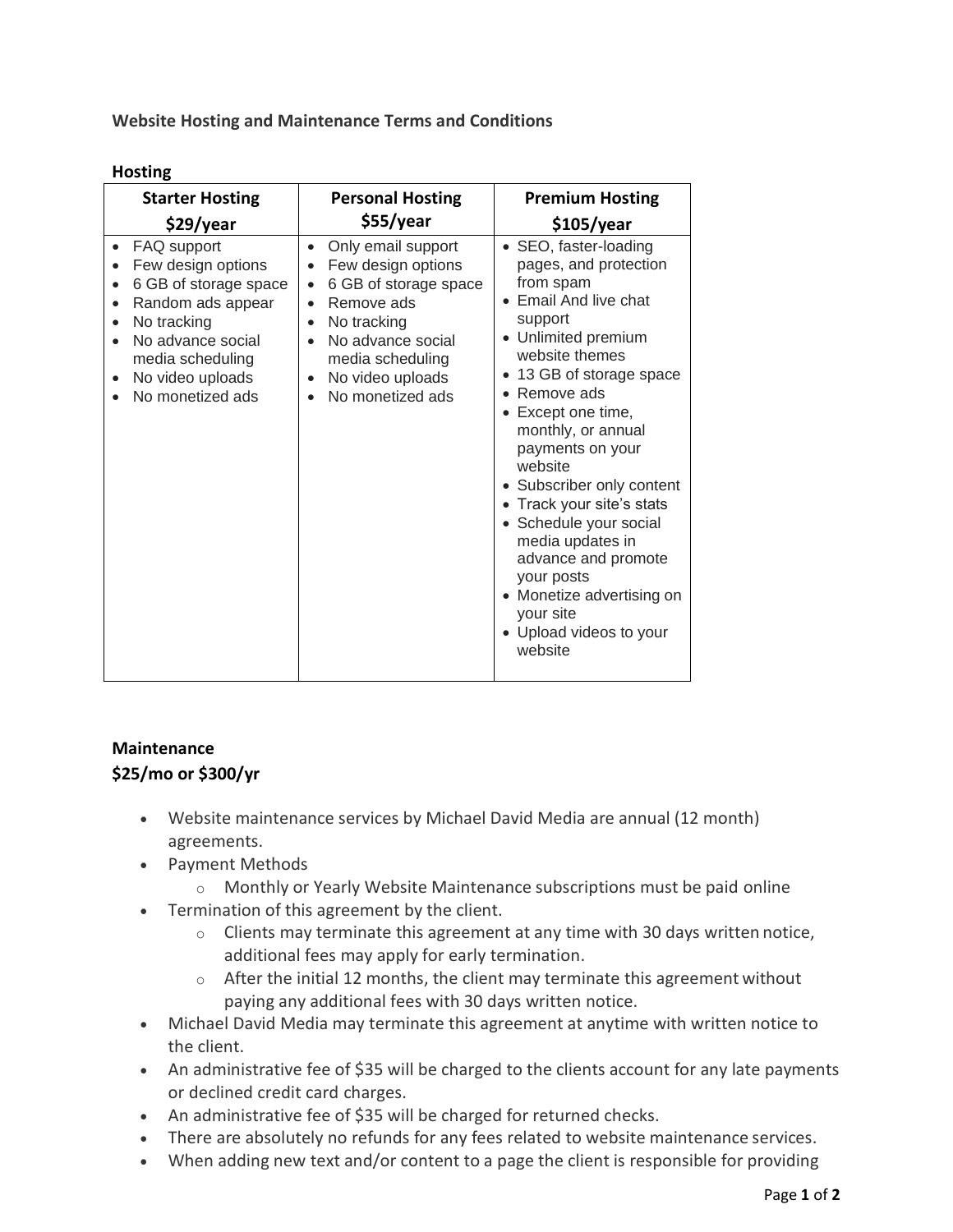**Website Hosting and Maintenance Terms and Conditions**

**Hosting**

| Starter Hosting $29/year | Personal Hosting $55/year | Premium Hosting $105/year |
|---|---|---|
| • FAQ support<br>• Few design options<br>• 6 GB of storage space<br>• Random ads appear<br>• No tracking<br>• No advance social media scheduling<br>• No video uploads<br>• No monetized ads | • Only email support<br>• Few design options<br>• 6 GB of storage space<br>• Remove ads<br>• No tracking<br>• No advance social media scheduling<br>• No video uploads<br>• No monetized ads | • SEO, faster-loading pages, and protection from spam<br>• Email And live chat support<br>• Unlimited premium website themes<br>• 13 GB of storage space<br>• Remove ads<br>• Except one time, monthly, or annual payments on your website<br>• Subscriber only content<br>• Track your site's stats<br>• Schedule your social media updates in advance and promote your posts<br>• Monetize advertising on your site<br>• Upload videos to your website |

**Maintenance**
**$25/mo or $300/yr**

- Website maintenance services by Michael David Media are annual (12 month) agreements.
- Payment Methods
  - Monthly or Yearly Website Maintenance subscriptions must be paid online
- Termination of this agreement by the client.
  - Clients may terminate this agreement at any time with 30 days written notice, additional fees may apply for early termination.
  - After the initial 12 months, the client may terminate this agreement without paying any additional fees with 30 days written notice.
- Michael David Media may terminate this agreement at anytime with written notice to the client.
- An administrative fee of $35 will be charged to the clients account for any late payments or declined credit card charges.
- An administrative fee of $35 will be charged for returned checks.
- There are absolutely no refunds for any fees related to website maintenance services.
- When adding new text and/or content to a page the client is responsible for providing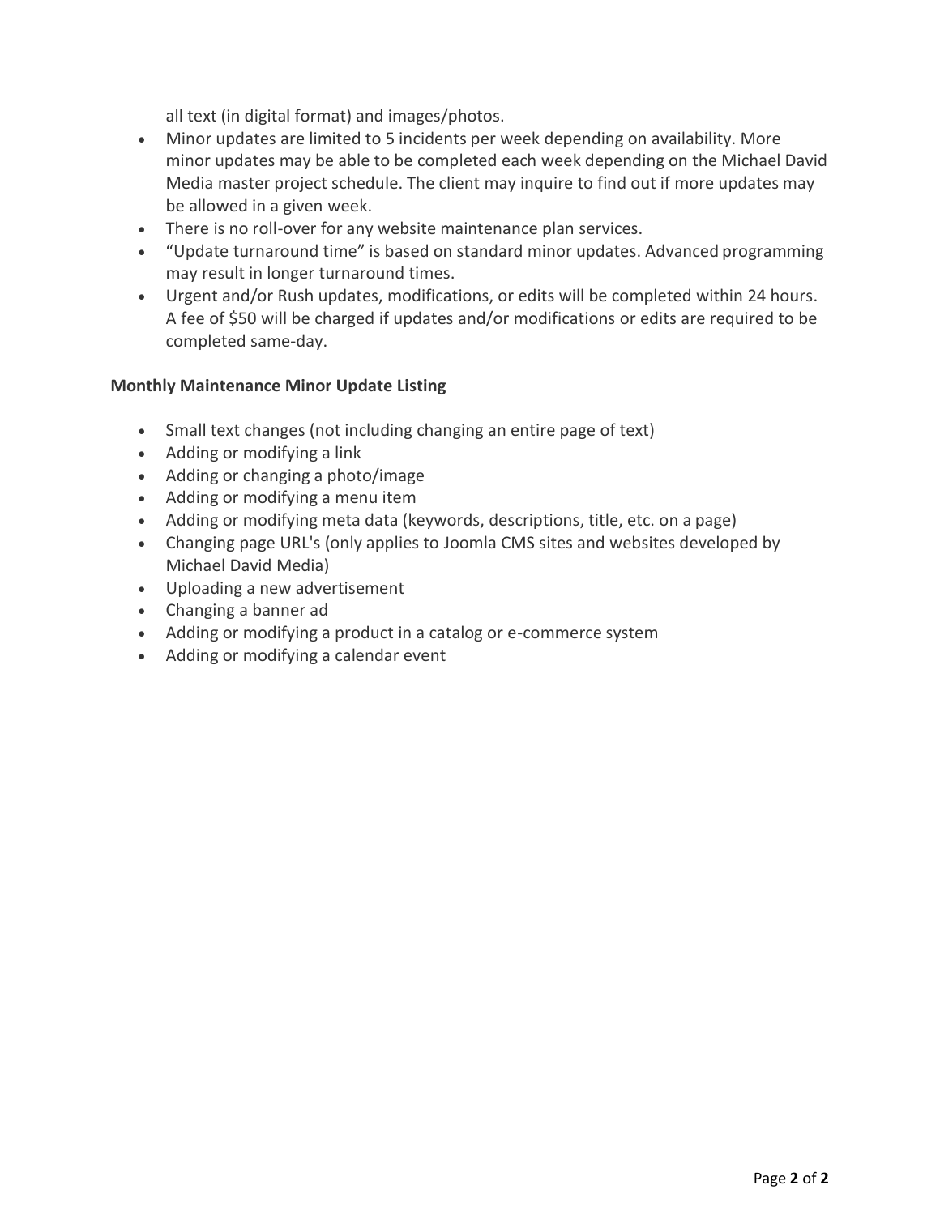all text (in digital format) and images/photos.

- Minor updates are limited to 5 incidents per week depending on availability. More minor updates may be able to be completed each week depending on the Michael David Media master project schedule. The client may inquire to find out if more updates may be allowed in a given week.
- There is no roll-over for any website maintenance plan services.
- “Update turnaround time” is based on standard minor updates. Advanced programming may result in longer turnaround times.
- Urgent and/or Rush updates, modifications, or edits will be completed within 24 hours. A fee of $50 will be charged if updates and/or modifications or edits are required to be completed same-day.

**Monthly Maintenance Minor Update Listing**

- Small text changes (not including changing an entire page of text)
- Adding or modifying a link
- Adding or changing a photo/image
- Adding or modifying a menu item
- Adding or modifying meta data (keywords, descriptions, title, etc. on a page)
- Changing page URL's (only applies to Joomla CMS sites and websites developed by Michael David Media)
- Uploading a new advertisement
- Changing a banner ad
- Adding or modifying a product in a catalog or e-commerce system
- Adding or modifying a calendar event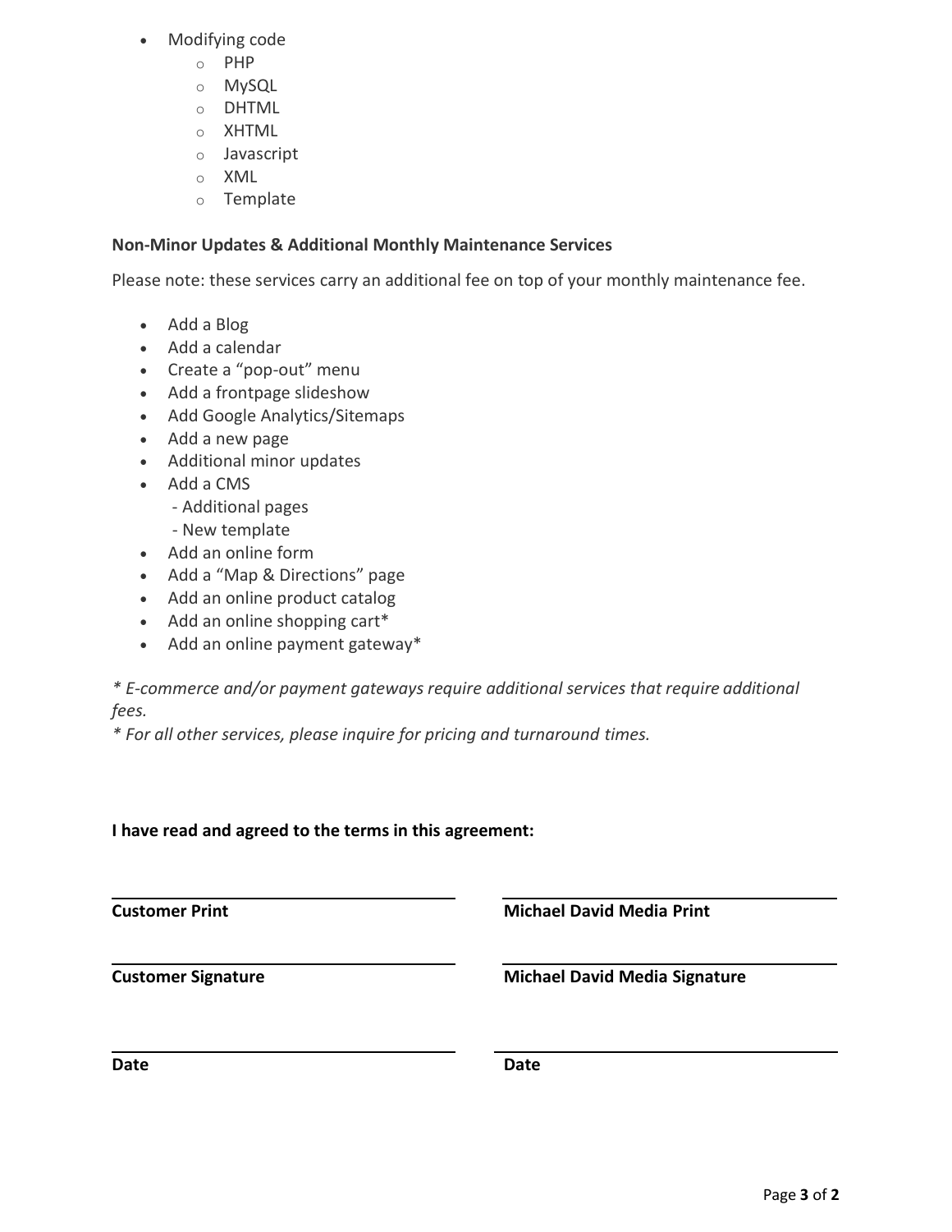- Modifying code
  - PHP
  - MySQL
  - DHTML
  - XHTML
  - Javascript
  - XML
  - Template

**Non-Minor Updates & Additional Monthly Maintenance Services**

Please note: these services carry an additional fee on top of your monthly maintenance fee.

- Add a Blog
- Add a calendar
- Create a "pop-out" menu
- Add a frontpage slideshow
- Add Google Analytics/Sitemaps
- Add a new page
- Additional minor updates
- Add a CMS
  - Additional pages
  - New template
- Add an online form
- Add a "Map & Directions" page
- Add an online product catalog
- Add an online shopping cart*
- Add an online payment gateway*

*\* E-commerce and/or payment gateways require additional services that require additional fees.*

*\* For all other services, please inquire for pricing and turnaround times.*

**I have read and agreed to the terms in this agreement:**

| | |
|---|---|
| **Customer Print** | **Michael David Media Print** |
| **Customer Signature** | **Michael David Media Signature** |
| **Date** | **Date** |